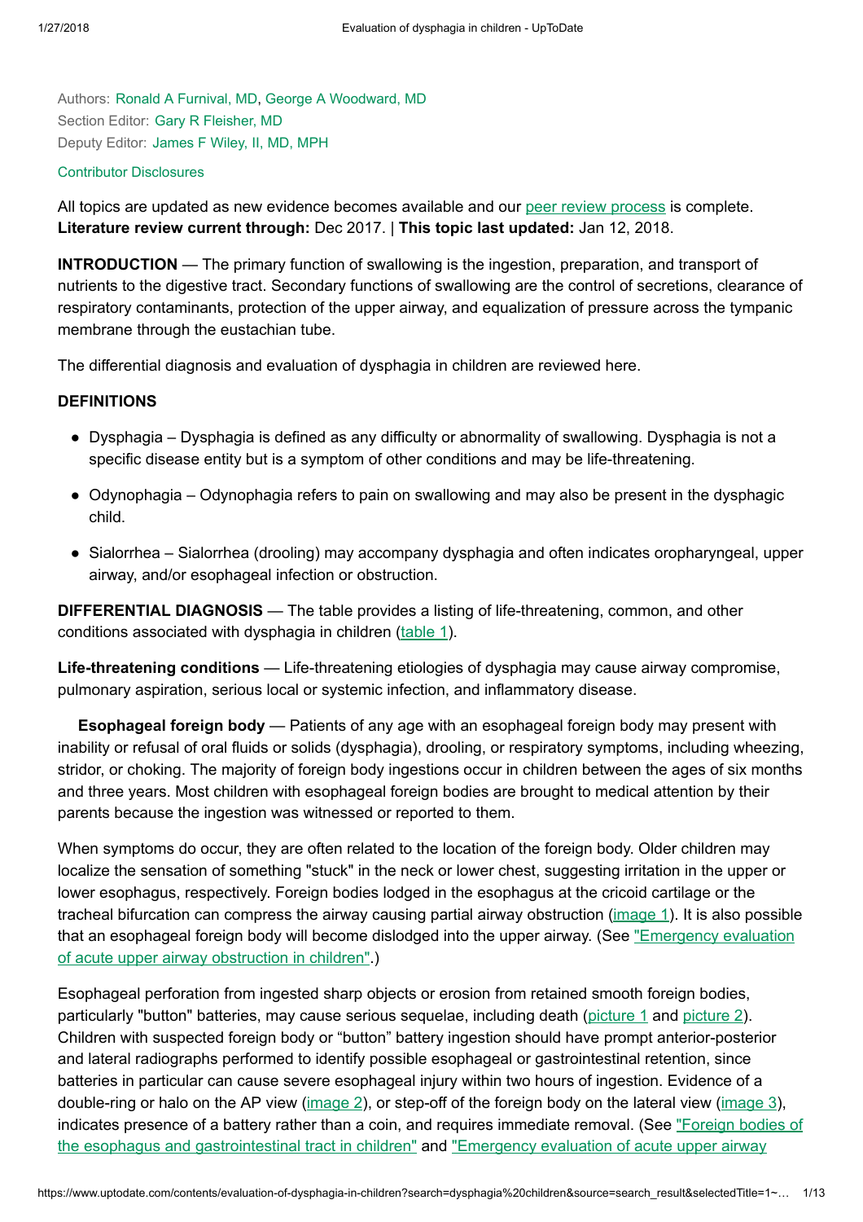Authors: Ronald A Furnival, MD, George A Woodward, MD
Section Editor: Gary R Fleisher, MD
Deputy Editor: James F Wiley, II, MD, MPH

Contributor Disclosures

All topics are updated as new evidence becomes available and our peer review process is complete.
**Literature review current through:** Dec 2017. | **This topic last updated:** Jan 12, 2018.

**INTRODUCTION** — The primary function of swallowing is the ingestion, preparation, and transport of nutrients to the digestive tract. Secondary functions of swallowing are the control of secretions, clearance of respiratory contaminants, protection of the upper airway, and equalization of pressure across the tympanic membrane through the eustachian tube.

The differential diagnosis and evaluation of dysphagia in children are reviewed here.

**DEFINITIONS**

- Dysphagia – Dysphagia is defined as any difficulty or abnormality of swallowing. Dysphagia is not a specific disease entity but is a symptom of other conditions and may be life-threatening.
- Odynophagia – Odynophagia refers to pain on swallowing and may also be present in the dysphagic child.
- Sialorrhea – Sialorrhea (drooling) may accompany dysphagia and often indicates oropharyngeal, upper airway, and/or esophageal infection or obstruction.

**DIFFERENTIAL DIAGNOSIS** — The table provides a listing of life-threatening, common, and other conditions associated with dysphagia in children (table 1).

**Life-threatening conditions** — Life-threatening etiologies of dysphagia may cause airway compromise, pulmonary aspiration, serious local or systemic infection, and inflammatory disease.

**Esophageal foreign body** — Patients of any age with an esophageal foreign body may present with inability or refusal of oral fluids or solids (dysphagia), drooling, or respiratory symptoms, including wheezing, stridor, or choking. The majority of foreign body ingestions occur in children between the ages of six months and three years. Most children with esophageal foreign bodies are brought to medical attention by their parents because the ingestion was witnessed or reported to them.

When symptoms do occur, they are often related to the location of the foreign body. Older children may localize the sensation of something "stuck" in the neck or lower chest, suggesting irritation in the upper or lower esophagus, respectively. Foreign bodies lodged in the esophagus at the cricoid cartilage or the tracheal bifurcation can compress the airway causing partial airway obstruction (image 1). It is also possible that an esophageal foreign body will become dislodged into the upper airway. (See "Emergency evaluation of acute upper airway obstruction in children".)

Esophageal perforation from ingested sharp objects or erosion from retained smooth foreign bodies, particularly "button" batteries, may cause serious sequelae, including death (picture 1 and picture 2). Children with suspected foreign body or "button" battery ingestion should have prompt anterior-posterior and lateral radiographs performed to identify possible esophageal or gastrointestinal retention, since batteries in particular can cause severe esophageal injury within two hours of ingestion. Evidence of a double-ring or halo on the AP view (image 2), or step-off of the foreign body on the lateral view (image 3), indicates presence of a battery rather than a coin, and requires immediate removal. (See "Foreign bodies of the esophagus and gastrointestinal tract in children" and "Emergency evaluation of acute upper airway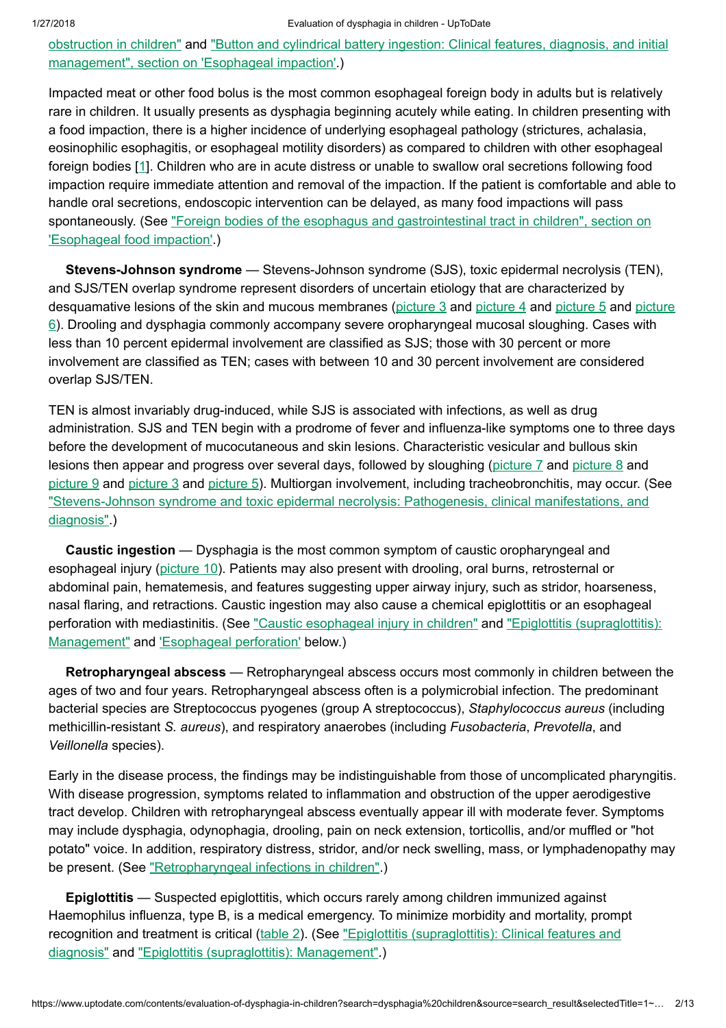obstruction in children" and "Button and cylindrical battery ingestion: Clinical features, diagnosis, and initial management", section on 'Esophageal impaction'.)

Impacted meat or other food bolus is the most common esophageal foreign body in adults but is relatively rare in children. It usually presents as dysphagia beginning acutely while eating. In children presenting with a food impaction, there is a higher incidence of underlying esophageal pathology (strictures, achalasia, eosinophilic esophagitis, or esophageal motility disorders) as compared to children with other esophageal foreign bodies [1]. Children who are in acute distress or unable to swallow oral secretions following food impaction require immediate attention and removal of the impaction. If the patient is comfortable and able to handle oral secretions, endoscopic intervention can be delayed, as many food impactions will pass spontaneously. (See "Foreign bodies of the esophagus and gastrointestinal tract in children", section on 'Esophageal food impaction'.)

**Stevens-Johnson syndrome** — Stevens-Johnson syndrome (SJS), toxic epidermal necrolysis (TEN), and SJS/TEN overlap syndrome represent disorders of uncertain etiology that are characterized by desquamative lesions of the skin and mucous membranes (picture 3 and picture 4 and picture 5 and picture 6). Drooling and dysphagia commonly accompany severe oropharyngeal mucosal sloughing. Cases with less than 10 percent epidermal involvement are classified as SJS; those with 30 percent or more involvement are classified as TEN; cases with between 10 and 30 percent involvement are considered overlap SJS/TEN.

TEN is almost invariably drug-induced, while SJS is associated with infections, as well as drug administration. SJS and TEN begin with a prodrome of fever and influenza-like symptoms one to three days before the development of mucocutaneous and skin lesions. Characteristic vesicular and bullous skin lesions then appear and progress over several days, followed by sloughing (picture 7 and picture 8 and picture 9 and picture 3 and picture 5). Multiorgan involvement, including tracheobronchitis, may occur. (See "Stevens-Johnson syndrome and toxic epidermal necrolysis: Pathogenesis, clinical manifestations, and diagnosis".)

**Caustic ingestion** — Dysphagia is the most common symptom of caustic oropharyngeal and esophageal injury (picture 10). Patients may also present with drooling, oral burns, retrosternal or abdominal pain, hematemesis, and features suggesting upper airway injury, such as stridor, hoarseness, nasal flaring, and retractions. Caustic ingestion may also cause a chemical epiglottitis or an esophageal perforation with mediastinitis. (See "Caustic esophageal injury in children" and "Epiglottitis (supraglottitis): Management" and 'Esophageal perforation' below.)

**Retropharyngeal abscess** — Retropharyngeal abscess occurs most commonly in children between the ages of two and four years. Retropharyngeal abscess often is a polymicrobial infection. The predominant bacterial species are Streptococcus pyogenes (group A streptococcus), *Staphylococcus aureus* (including methicillin-resistant *S. aureus*), and respiratory anaerobes (including *Fusobacteria*, *Prevotella*, and *Veillonella* species).

Early in the disease process, the findings may be indistinguishable from those of uncomplicated pharyngitis. With disease progression, symptoms related to inflammation and obstruction of the upper aerodigestive tract develop. Children with retropharyngeal abscess eventually appear ill with moderate fever. Symptoms may include dysphagia, odynophagia, drooling, pain on neck extension, torticollis, and/or muffled or "hot potato" voice. In addition, respiratory distress, stridor, and/or neck swelling, mass, or lymphadenopathy may be present. (See "Retropharyngeal infections in children".)

**Epiglottitis** — Suspected epiglottitis, which occurs rarely among children immunized against Haemophilus influenza, type B, is a medical emergency. To minimize morbidity and mortality, prompt recognition and treatment is critical (table 2). (See "Epiglottitis (supraglottitis): Clinical features and diagnosis" and "Epiglottitis (supraglottitis): Management".)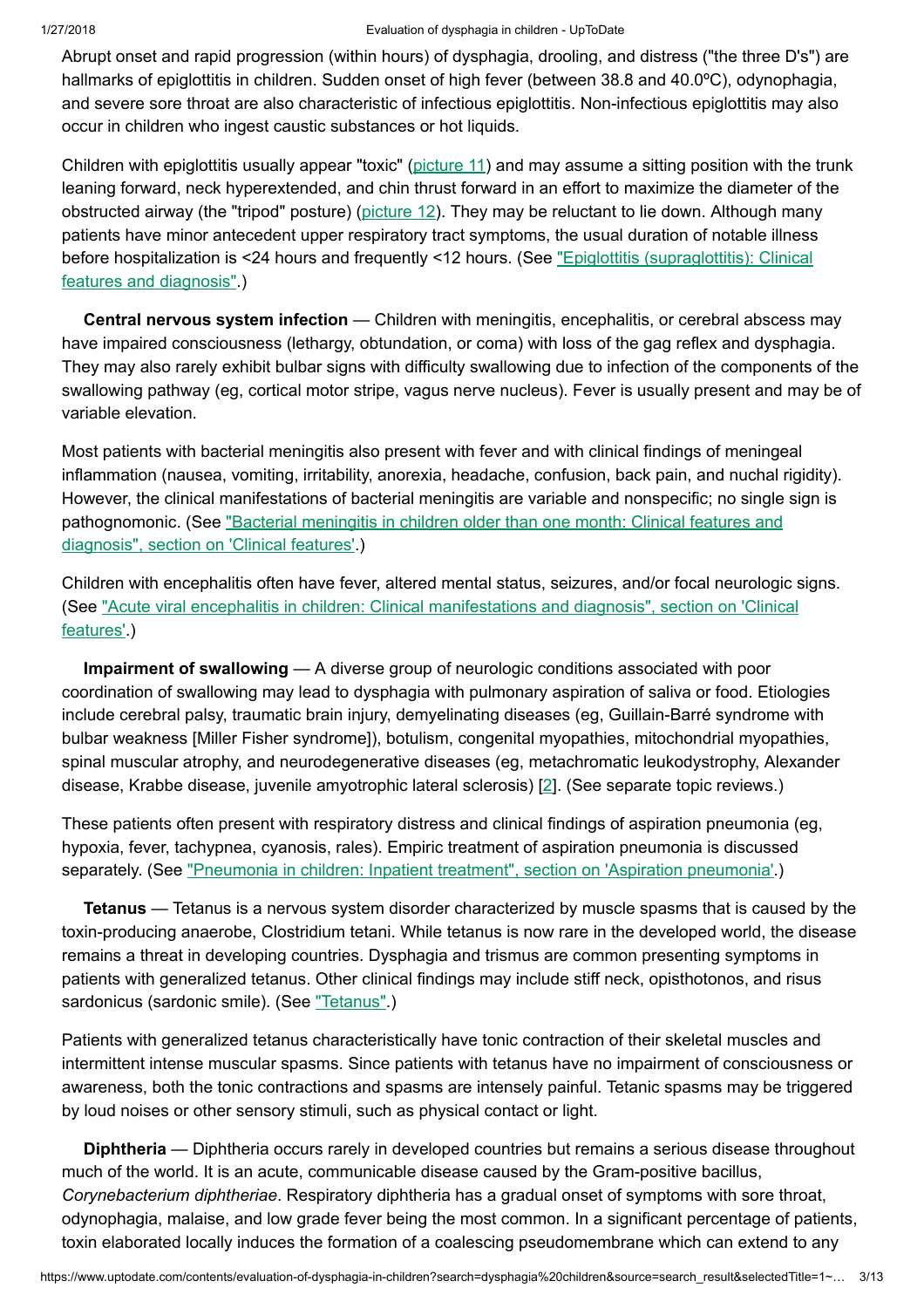Abrupt onset and rapid progression (within hours) of dysphagia, drooling, and distress ("the three D's") are hallmarks of epiglottitis in children. Sudden onset of high fever (between 38.8 and 40.0ºC), odynophagia, and severe sore throat are also characteristic of infectious epiglottitis. Non-infectious epiglottitis may also occur in children who ingest caustic substances or hot liquids.

Children with epiglottitis usually appear "toxic" (picture 11) and may assume a sitting position with the trunk leaning forward, neck hyperextended, and chin thrust forward in an effort to maximize the diameter of the obstructed airway (the "tripod" posture) (picture 12). They may be reluctant to lie down. Although many patients have minor antecedent upper respiratory tract symptoms, the usual duration of notable illness before hospitalization is <24 hours and frequently <12 hours. (See "Epiglottitis (supraglottitis): Clinical features and diagnosis".)

**Central nervous system infection** — Children with meningitis, encephalitis, or cerebral abscess may have impaired consciousness (lethargy, obtundation, or coma) with loss of the gag reflex and dysphagia. They may also rarely exhibit bulbar signs with difficulty swallowing due to infection of the components of the swallowing pathway (eg, cortical motor stripe, vagus nerve nucleus). Fever is usually present and may be of variable elevation.

Most patients with bacterial meningitis also present with fever and with clinical findings of meningeal inflammation (nausea, vomiting, irritability, anorexia, headache, confusion, back pain, and nuchal rigidity). However, the clinical manifestations of bacterial meningitis are variable and nonspecific; no single sign is pathognomonic. (See "Bacterial meningitis in children older than one month: Clinical features and diagnosis", section on 'Clinical features'.)

Children with encephalitis often have fever, altered mental status, seizures, and/or focal neurologic signs. (See "Acute viral encephalitis in children: Clinical manifestations and diagnosis", section on 'Clinical features'.)

**Impairment of swallowing** — A diverse group of neurologic conditions associated with poor coordination of swallowing may lead to dysphagia with pulmonary aspiration of saliva or food. Etiologies include cerebral palsy, traumatic brain injury, demyelinating diseases (eg, Guillain-Barré syndrome with bulbar weakness [Miller Fisher syndrome]), botulism, congenital myopathies, mitochondrial myopathies, spinal muscular atrophy, and neurodegenerative diseases (eg, metachromatic leukodystrophy, Alexander disease, Krabbe disease, juvenile amyotrophic lateral sclerosis) [2]. (See separate topic reviews.)

These patients often present with respiratory distress and clinical findings of aspiration pneumonia (eg, hypoxia, fever, tachypnea, cyanosis, rales). Empiric treatment of aspiration pneumonia is discussed separately. (See "Pneumonia in children: Inpatient treatment", section on 'Aspiration pneumonia'.)

**Tetanus** — Tetanus is a nervous system disorder characterized by muscle spasms that is caused by the toxin-producing anaerobe, Clostridium tetani. While tetanus is now rare in the developed world, the disease remains a threat in developing countries. Dysphagia and trismus are common presenting symptoms in patients with generalized tetanus. Other clinical findings may include stiff neck, opisthotonos, and risus sardonicus (sardonic smile). (See "Tetanus".)

Patients with generalized tetanus characteristically have tonic contraction of their skeletal muscles and intermittent intense muscular spasms. Since patients with tetanus have no impairment of consciousness or awareness, both the tonic contractions and spasms are intensely painful. Tetanic spasms may be triggered by loud noises or other sensory stimuli, such as physical contact or light.

**Diphtheria** — Diphtheria occurs rarely in developed countries but remains a serious disease throughout much of the world. It is an acute, communicable disease caused by the Gram-positive bacillus, *Corynebacterium diphtheriae*. Respiratory diphtheria has a gradual onset of symptoms with sore throat, odynophagia, malaise, and low grade fever being the most common. In a significant percentage of patients, toxin elaborated locally induces the formation of a coalescing pseudomembrane which can extend to any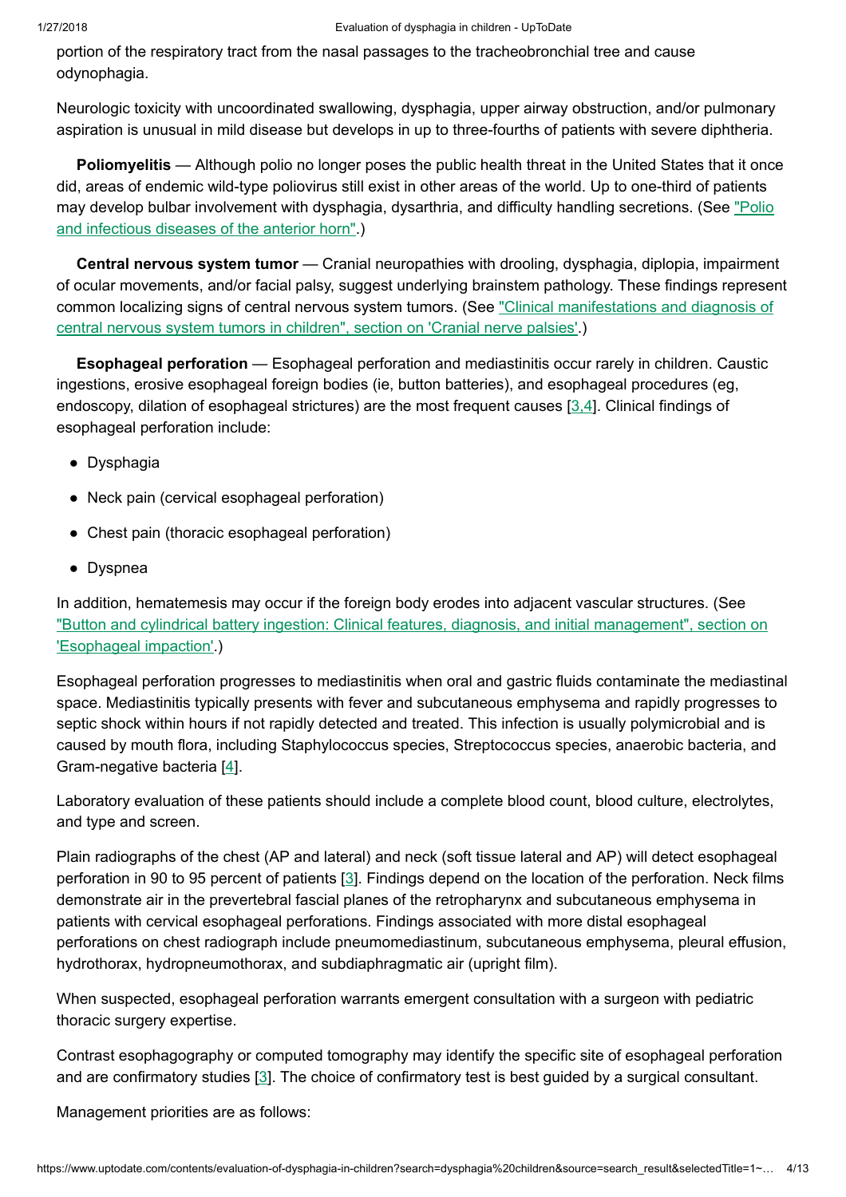portion of the respiratory tract from the nasal passages to the tracheobronchial tree and cause odynophagia.

Neurologic toxicity with uncoordinated swallowing, dysphagia, upper airway obstruction, and/or pulmonary aspiration is unusual in mild disease but develops in up to three-fourths of patients with severe diphtheria.

**Poliomyelitis** — Although polio no longer poses the public health threat in the United States that it once did, areas of endemic wild-type poliovirus still exist in other areas of the world. Up to one-third of patients may develop bulbar involvement with dysphagia, dysarthria, and difficulty handling secretions. (See "Polio and infectious diseases of the anterior horn".)

**Central nervous system tumor** — Cranial neuropathies with drooling, dysphagia, diplopia, impairment of ocular movements, and/or facial palsy, suggest underlying brainstem pathology. These findings represent common localizing signs of central nervous system tumors. (See "Clinical manifestations and diagnosis of central nervous system tumors in children", section on 'Cranial nerve palsies'.)

**Esophageal perforation** — Esophageal perforation and mediastinitis occur rarely in children. Caustic ingestions, erosive esophageal foreign bodies (ie, button batteries), and esophageal procedures (eg, endoscopy, dilation of esophageal strictures) are the most frequent causes [3,4]. Clinical findings of esophageal perforation include:

- Dysphagia
- Neck pain (cervical esophageal perforation)
- Chest pain (thoracic esophageal perforation)
- Dyspnea

In addition, hematemesis may occur if the foreign body erodes into adjacent vascular structures. (See "Button and cylindrical battery ingestion: Clinical features, diagnosis, and initial management", section on 'Esophageal impaction'.)

Esophageal perforation progresses to mediastinitis when oral and gastric fluids contaminate the mediastinal space. Mediastinitis typically presents with fever and subcutaneous emphysema and rapidly progresses to septic shock within hours if not rapidly detected and treated. This infection is usually polymicrobial and is caused by mouth flora, including Staphylococcus species, Streptococcus species, anaerobic bacteria, and Gram-negative bacteria [4].

Laboratory evaluation of these patients should include a complete blood count, blood culture, electrolytes, and type and screen.

Plain radiographs of the chest (AP and lateral) and neck (soft tissue lateral and AP) will detect esophageal perforation in 90 to 95 percent of patients [3]. Findings depend on the location of the perforation. Neck films demonstrate air in the prevertebral fascial planes of the retropharynx and subcutaneous emphysema in patients with cervical esophageal perforations. Findings associated with more distal esophageal perforations on chest radiograph include pneumomediastinum, subcutaneous emphysema, pleural effusion, hydrothorax, hydropneumothorax, and subdiaphragmatic air (upright film).

When suspected, esophageal perforation warrants emergent consultation with a surgeon with pediatric thoracic surgery expertise.

Contrast esophagography or computed tomography may identify the specific site of esophageal perforation and are confirmatory studies [3]. The choice of confirmatory test is best guided by a surgical consultant.

Management priorities are as follows: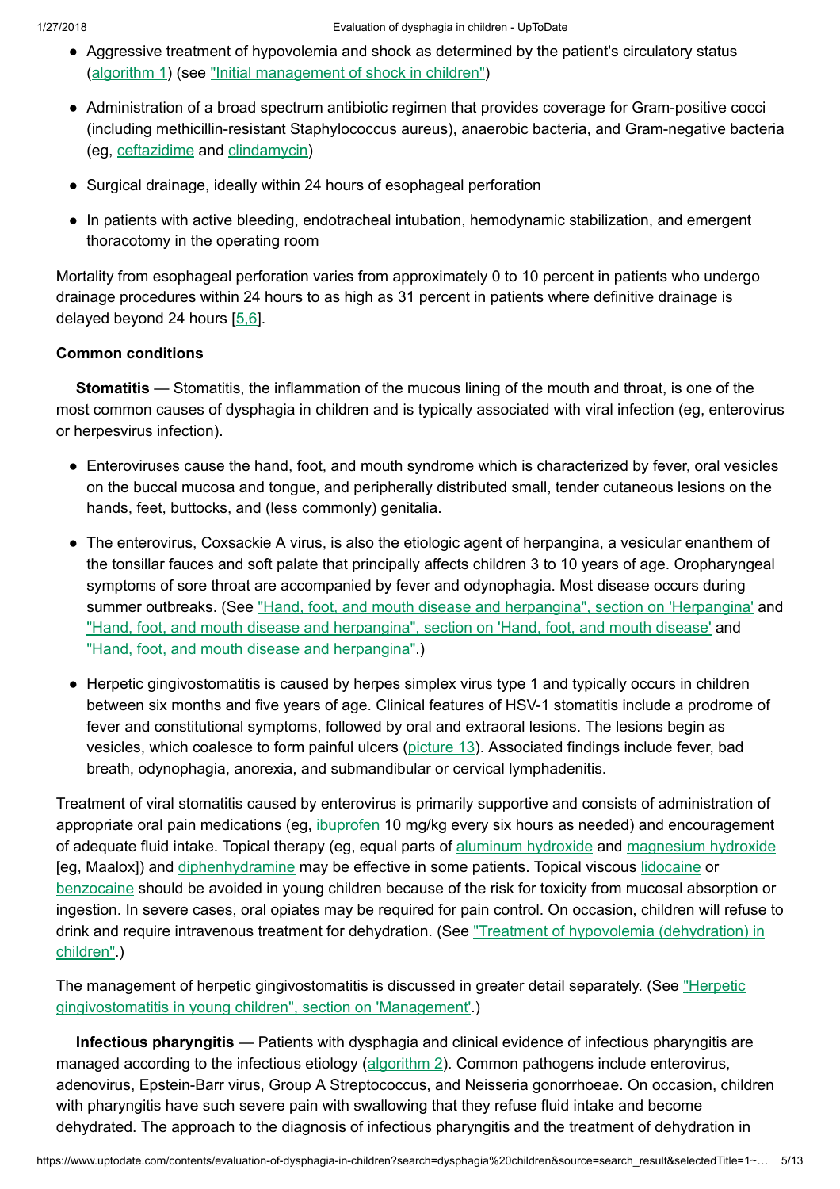- Aggressive treatment of hypovolemia and shock as determined by the patient's circulatory status (algorithm 1) (see "Initial management of shock in children")
- Administration of a broad spectrum antibiotic regimen that provides coverage for Gram-positive cocci (including methicillin-resistant Staphylococcus aureus), anaerobic bacteria, and Gram-negative bacteria (eg, ceftazidime and clindamycin)
- Surgical drainage, ideally within 24 hours of esophageal perforation
- In patients with active bleeding, endotracheal intubation, hemodynamic stabilization, and emergent thoracotomy in the operating room

Mortality from esophageal perforation varies from approximately 0 to 10 percent in patients who undergo drainage procedures within 24 hours to as high as 31 percent in patients where definitive drainage is delayed beyond 24 hours [5,6].

**Common conditions**

**Stomatitis** — Stomatitis, the inflammation of the mucous lining of the mouth and throat, is one of the most common causes of dysphagia in children and is typically associated with viral infection (eg, enterovirus or herpesvirus infection).

- Enteroviruses cause the hand, foot, and mouth syndrome which is characterized by fever, oral vesicles on the buccal mucosa and tongue, and peripherally distributed small, tender cutaneous lesions on the hands, feet, buttocks, and (less commonly) genitalia.
- The enterovirus, Coxsackie A virus, is also the etiologic agent of herpangina, a vesicular enanthem of the tonsillar fauces and soft palate that principally affects children 3 to 10 years of age. Oropharyngeal symptoms of sore throat are accompanied by fever and odynophagia. Most disease occurs during summer outbreaks. (See "Hand, foot, and mouth disease and herpangina", section on 'Herpangina' and "Hand, foot, and mouth disease and herpangina", section on 'Hand, foot, and mouth disease' and "Hand, foot, and mouth disease and herpangina".)
- Herpetic gingivostomatitis is caused by herpes simplex virus type 1 and typically occurs in children between six months and five years of age. Clinical features of HSV-1 stomatitis include a prodrome of fever and constitutional symptoms, followed by oral and extraoral lesions. The lesions begin as vesicles, which coalesce to form painful ulcers (picture 13). Associated findings include fever, bad breath, odynophagia, anorexia, and submandibular or cervical lymphadenitis.

Treatment of viral stomatitis caused by enterovirus is primarily supportive and consists of administration of appropriate oral pain medications (eg, ibuprofen 10 mg/kg every six hours as needed) and encouragement of adequate fluid intake. Topical therapy (eg, equal parts of aluminum hydroxide and magnesium hydroxide [eg, Maalox]) and diphenhydramine may be effective in some patients. Topical viscous lidocaine or benzocaine should be avoided in young children because of the risk for toxicity from mucosal absorption or ingestion. In severe cases, oral opiates may be required for pain control. On occasion, children will refuse to drink and require intravenous treatment for dehydration. (See "Treatment of hypovolemia (dehydration) in children".)

The management of herpetic gingivostomatitis is discussed in greater detail separately. (See "Herpetic gingivostomatitis in young children", section on 'Management'.)

**Infectious pharyngitis** — Patients with dysphagia and clinical evidence of infectious pharyngitis are managed according to the infectious etiology (algorithm 2). Common pathogens include enterovirus, adenovirus, Epstein-Barr virus, Group A Streptococcus, and Neisseria gonorrhoeae. On occasion, children with pharyngitis have such severe pain with swallowing that they refuse fluid intake and become dehydrated. The approach to the diagnosis of infectious pharyngitis and the treatment of dehydration in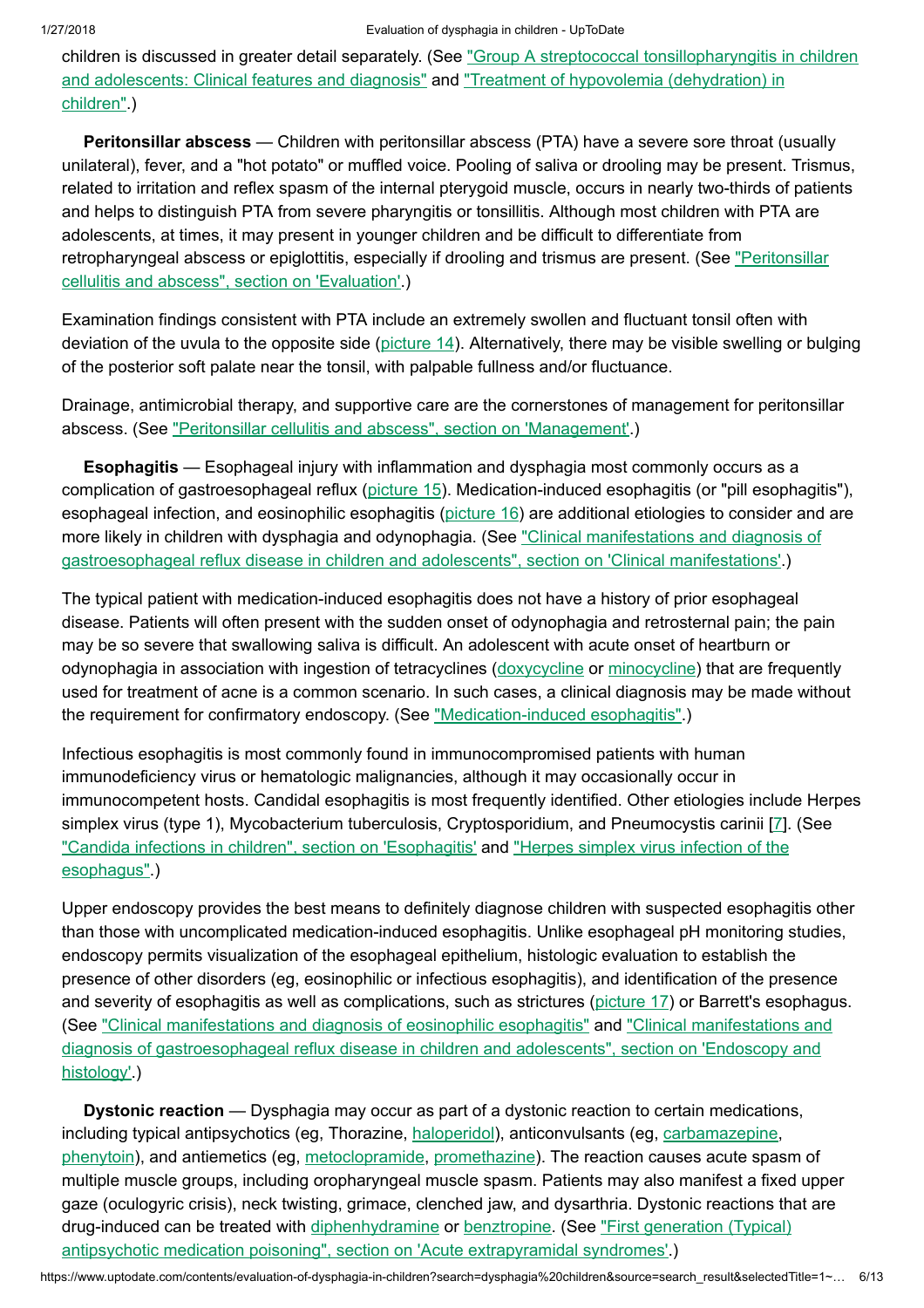children is discussed in greater detail separately. (See "Group A streptococcal tonsillopharyngitis in children and adolescents: Clinical features and diagnosis" and "Treatment of hypovolemia (dehydration) in children".)

**Peritonsillar abscess** — Children with peritonsillar abscess (PTA) have a severe sore throat (usually unilateral), fever, and a "hot potato" or muffled voice. Pooling of saliva or drooling may be present. Trismus, related to irritation and reflex spasm of the internal pterygoid muscle, occurs in nearly two-thirds of patients and helps to distinguish PTA from severe pharyngitis or tonsillitis. Although most children with PTA are adolescents, at times, it may present in younger children and be difficult to differentiate from retropharyngeal abscess or epiglottitis, especially if drooling and trismus are present. (See "Peritonsillar cellulitis and abscess", section on 'Evaluation'.)

Examination findings consistent with PTA include an extremely swollen and fluctuant tonsil often with deviation of the uvula to the opposite side (picture 14). Alternatively, there may be visible swelling or bulging of the posterior soft palate near the tonsil, with palpable fullness and/or fluctuance.

Drainage, antimicrobial therapy, and supportive care are the cornerstones of management for peritonsillar abscess. (See "Peritonsillar cellulitis and abscess", section on 'Management'.)

**Esophagitis** — Esophageal injury with inflammation and dysphagia most commonly occurs as a complication of gastroesophageal reflux (picture 15). Medication-induced esophagitis (or "pill esophagitis"), esophageal infection, and eosinophilic esophagitis (picture 16) are additional etiologies to consider and are more likely in children with dysphagia and odynophagia. (See "Clinical manifestations and diagnosis of gastroesophageal reflux disease in children and adolescents", section on 'Clinical manifestations'.)

The typical patient with medication-induced esophagitis does not have a history of prior esophageal disease. Patients will often present with the sudden onset of odynophagia and retrosternal pain; the pain may be so severe that swallowing saliva is difficult. An adolescent with acute onset of heartburn or odynophagia in association with ingestion of tetracyclines (doxycycline or minocycline) that are frequently used for treatment of acne is a common scenario. In such cases, a clinical diagnosis may be made without the requirement for confirmatory endoscopy. (See "Medication-induced esophagitis".)

Infectious esophagitis is most commonly found in immunocompromised patients with human immunodeficiency virus or hematologic malignancies, although it may occasionally occur in immunocompetent hosts. Candidal esophagitis is most frequently identified. Other etiologies include Herpes simplex virus (type 1), Mycobacterium tuberculosis, Cryptosporidium, and Pneumocystis carinii [7]. (See "Candida infections in children", section on 'Esophagitis' and "Herpes simplex virus infection of the esophagus".)

Upper endoscopy provides the best means to definitely diagnose children with suspected esophagitis other than those with uncomplicated medication-induced esophagitis. Unlike esophageal pH monitoring studies, endoscopy permits visualization of the esophageal epithelium, histologic evaluation to establish the presence of other disorders (eg, eosinophilic or infectious esophagitis), and identification of the presence and severity of esophagitis as well as complications, such as strictures (picture 17) or Barrett's esophagus. (See "Clinical manifestations and diagnosis of eosinophilic esophagitis" and "Clinical manifestations and diagnosis of gastroesophageal reflux disease in children and adolescents", section on 'Endoscopy and histology'.)

**Dystonic reaction** — Dysphagia may occur as part of a dystonic reaction to certain medications, including typical antipsychotics (eg, Thorazine, haloperidol), anticonvulsants (eg, carbamazepine, phenytoin), and antiemetics (eg, metoclopramide, promethazine). The reaction causes acute spasm of multiple muscle groups, including oropharyngeal muscle spasm. Patients may also manifest a fixed upper gaze (oculogyric crisis), neck twisting, grimace, clenched jaw, and dysarthria. Dystonic reactions that are drug-induced can be treated with diphenhydramine or benztropine. (See "First generation (Typical) antipsychotic medication poisoning", section on 'Acute extrapyramidal syndromes'.)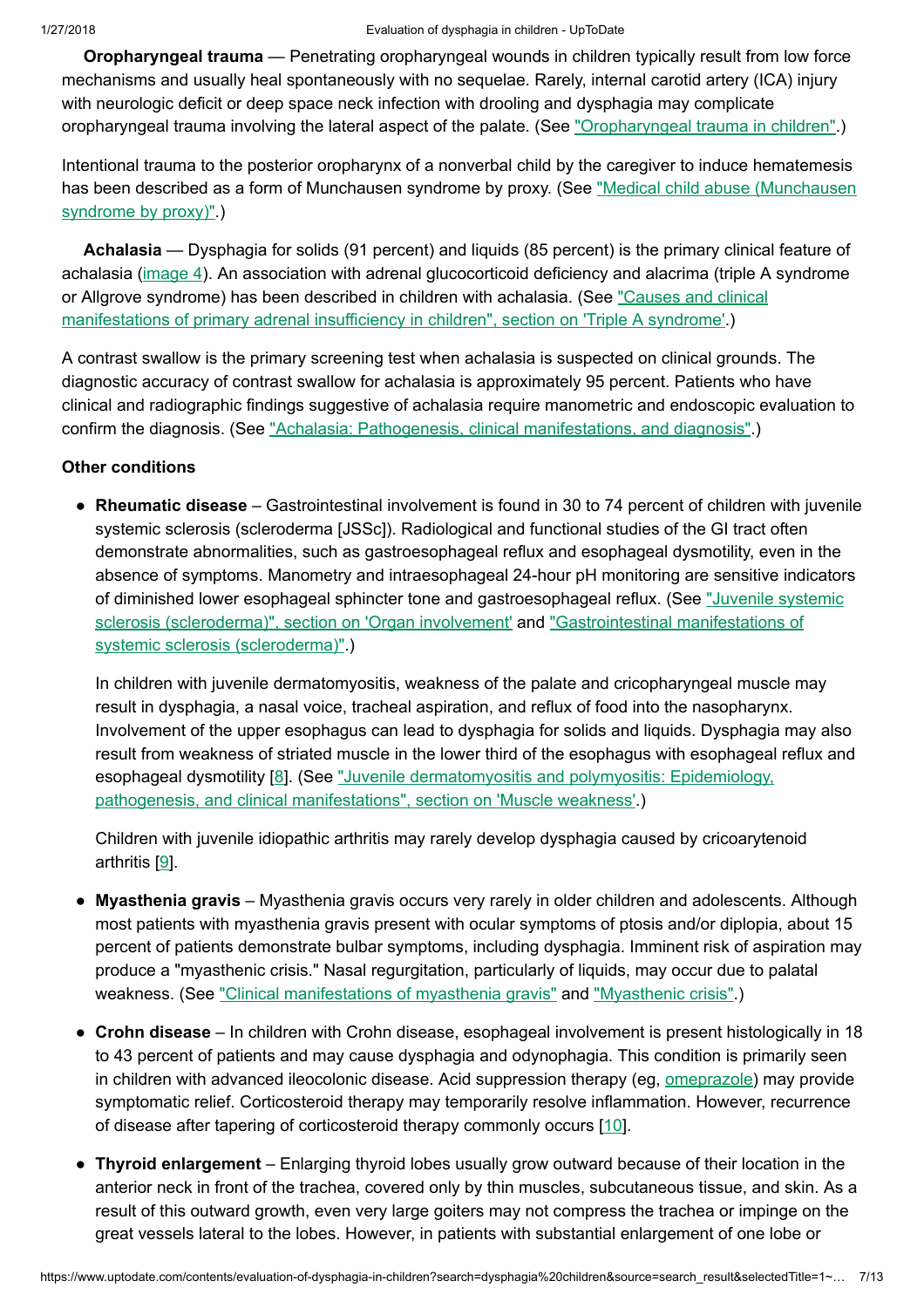**Oropharyngeal trauma** — Penetrating oropharyngeal wounds in children typically result from low force mechanisms and usually heal spontaneously with no sequelae. Rarely, internal carotid artery (ICA) injury with neurologic deficit or deep space neck infection with drooling and dysphagia may complicate oropharyngeal trauma involving the lateral aspect of the palate. (See "Oropharyngeal trauma in children".)

Intentional trauma to the posterior oropharynx of a nonverbal child by the caregiver to induce hematemesis has been described as a form of Munchausen syndrome by proxy. (See "Medical child abuse (Munchausen syndrome by proxy)".)

**Achalasia** — Dysphagia for solids (91 percent) and liquids (85 percent) is the primary clinical feature of achalasia (image 4). An association with adrenal glucocorticoid deficiency and alacrima (triple A syndrome or Allgrove syndrome) has been described in children with achalasia. (See "Causes and clinical manifestations of primary adrenal insufficiency in children", section on 'Triple A syndrome'.)

A contrast swallow is the primary screening test when achalasia is suspected on clinical grounds. The diagnostic accuracy of contrast swallow for achalasia is approximately 95 percent. Patients who have clinical and radiographic findings suggestive of achalasia require manometric and endoscopic evaluation to confirm the diagnosis. (See "Achalasia: Pathogenesis, clinical manifestations, and diagnosis".)

**Other conditions**

- **Rheumatic disease** – Gastrointestinal involvement is found in 30 to 74 percent of children with juvenile systemic sclerosis (scleroderma [JSSc]). Radiological and functional studies of the GI tract often demonstrate abnormalities, such as gastroesophageal reflux and esophageal dysmotility, even in the absence of symptoms. Manometry and intraesophageal 24-hour pH monitoring are sensitive indicators of diminished lower esophageal sphincter tone and gastroesophageal reflux. (See "Juvenile systemic sclerosis (scleroderma)", section on 'Organ involvement' and "Gastrointestinal manifestations of systemic sclerosis (scleroderma)".)

  In children with juvenile dermatomyositis, weakness of the palate and cricopharyngeal muscle may result in dysphagia, a nasal voice, tracheal aspiration, and reflux of food into the nasopharynx. Involvement of the upper esophagus can lead to dysphagia for solids and liquids. Dysphagia may also result from weakness of striated muscle in the lower third of the esophagus with esophageal reflux and esophageal dysmotility [8]. (See "Juvenile dermatomyositis and polymyositis: Epidemiology, pathogenesis, and clinical manifestations", section on 'Muscle weakness'.)

  Children with juvenile idiopathic arthritis may rarely develop dysphagia caused by cricoarytenoid arthritis [9].

- **Myasthenia gravis** – Myasthenia gravis occurs very rarely in older children and adolescents. Although most patients with myasthenia gravis present with ocular symptoms of ptosis and/or diplopia, about 15 percent of patients demonstrate bulbar symptoms, including dysphagia. Imminent risk of aspiration may produce a "myasthenic crisis." Nasal regurgitation, particularly of liquids, may occur due to palatal weakness. (See "Clinical manifestations of myasthenia gravis" and "Myasthenic crisis".)

- **Crohn disease** – In children with Crohn disease, esophageal involvement is present histologically in 18 to 43 percent of patients and may cause dysphagia and odynophagia. This condition is primarily seen in children with advanced ileocolonic disease. Acid suppression therapy (eg, omeprazole) may provide symptomatic relief. Corticosteroid therapy may temporarily resolve inflammation. However, recurrence of disease after tapering of corticosteroid therapy commonly occurs [10].

- **Thyroid enlargement** – Enlarging thyroid lobes usually grow outward because of their location in the anterior neck in front of the trachea, covered only by thin muscles, subcutaneous tissue, and skin. As a result of this outward growth, even very large goiters may not compress the trachea or impinge on the great vessels lateral to the lobes. However, in patients with substantial enlargement of one lobe or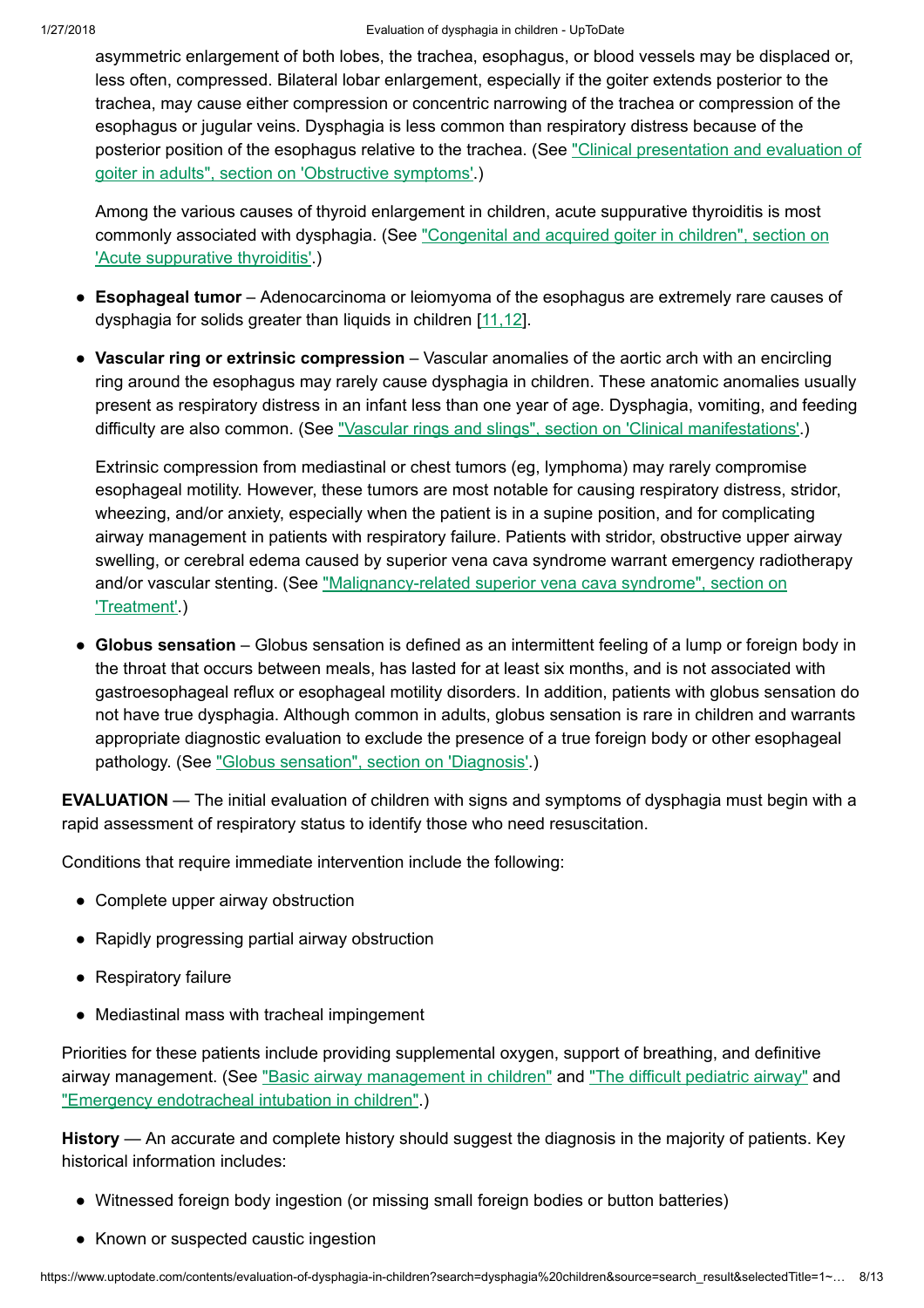asymmetric enlargement of both lobes, the trachea, esophagus, or blood vessels may be displaced or, less often, compressed. Bilateral lobar enlargement, especially if the goiter extends posterior to the trachea, may cause either compression or concentric narrowing of the trachea or compression of the esophagus or jugular veins. Dysphagia is less common than respiratory distress because of the posterior position of the esophagus relative to the trachea. (See "Clinical presentation and evaluation of goiter in adults", section on 'Obstructive symptoms'.)

Among the various causes of thyroid enlargement in children, acute suppurative thyroiditis is most commonly associated with dysphagia. (See "Congenital and acquired goiter in children", section on 'Acute suppurative thyroiditis'.)

- **Esophageal tumor** – Adenocarcinoma or leiomyoma of the esophagus are extremely rare causes of dysphagia for solids greater than liquids in children [11,12].

- **Vascular ring or extrinsic compression** – Vascular anomalies of the aortic arch with an encircling ring around the esophagus may rarely cause dysphagia in children. These anatomic anomalies usually present as respiratory distress in an infant less than one year of age. Dysphagia, vomiting, and feeding difficulty are also common. (See "Vascular rings and slings", section on 'Clinical manifestations'.)

  Extrinsic compression from mediastinal or chest tumors (eg, lymphoma) may rarely compromise esophageal motility. However, these tumors are most notable for causing respiratory distress, stridor, wheezing, and/or anxiety, especially when the patient is in a supine position, and for complicating airway management in patients with respiratory failure. Patients with stridor, obstructive upper airway swelling, or cerebral edema caused by superior vena cava syndrome warrant emergency radiotherapy and/or vascular stenting. (See "Malignancy-related superior vena cava syndrome", section on 'Treatment'.)

- **Globus sensation** – Globus sensation is defined as an intermittent feeling of a lump or foreign body in the throat that occurs between meals, has lasted for at least six months, and is not associated with gastroesophageal reflux or esophageal motility disorders. In addition, patients with globus sensation do not have true dysphagia. Although common in adults, globus sensation is rare in children and warrants appropriate diagnostic evaluation to exclude the presence of a true foreign body or other esophageal pathology. (See "Globus sensation", section on 'Diagnosis'.)

**EVALUATION** — The initial evaluation of children with signs and symptoms of dysphagia must begin with a rapid assessment of respiratory status to identify those who need resuscitation.

Conditions that require immediate intervention include the following:

- Complete upper airway obstruction
- Rapidly progressing partial airway obstruction
- Respiratory failure
- Mediastinal mass with tracheal impingement

Priorities for these patients include providing supplemental oxygen, support of breathing, and definitive airway management. (See "Basic airway management in children" and "The difficult pediatric airway" and "Emergency endotracheal intubation in children".)

**History** — An accurate and complete history should suggest the diagnosis in the majority of patients. Key historical information includes:

- Witnessed foreign body ingestion (or missing small foreign bodies or button batteries)
- Known or suspected caustic ingestion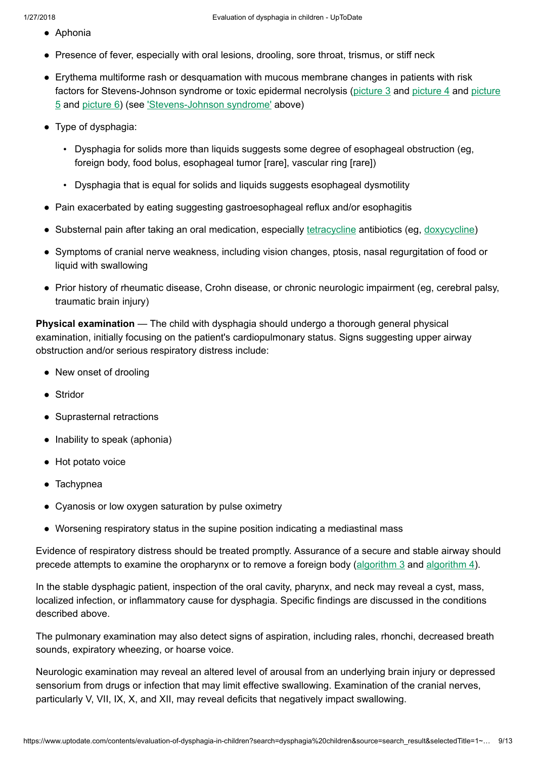- Aphonia
- Presence of fever, especially with oral lesions, drooling, sore throat, trismus, or stiff neck
- Erythema multiforme rash or desquamation with mucous membrane changes in patients with risk factors for Stevens-Johnson syndrome or toxic epidermal necrolysis (picture 3 and picture 4 and picture 5 and picture 6) (see 'Stevens-Johnson syndrome' above)
- Type of dysphagia:
  - Dysphagia for solids more than liquids suggests some degree of esophageal obstruction (eg, foreign body, food bolus, esophageal tumor [rare], vascular ring [rare])
  - Dysphagia that is equal for solids and liquids suggests esophageal dysmotility
- Pain exacerbated by eating suggesting gastroesophageal reflux and/or esophagitis
- Substernal pain after taking an oral medication, especially tetracycline antibiotics (eg, doxycycline)
- Symptoms of cranial nerve weakness, including vision changes, ptosis, nasal regurgitation of food or liquid with swallowing
- Prior history of rheumatic disease, Crohn disease, or chronic neurologic impairment (eg, cerebral palsy, traumatic brain injury)

**Physical examination** — The child with dysphagia should undergo a thorough general physical examination, initially focusing on the patient's cardiopulmonary status. Signs suggesting upper airway obstruction and/or serious respiratory distress include:

- New onset of drooling
- Stridor
- Suprasternal retractions
- Inability to speak (aphonia)
- Hot potato voice
- Tachypnea
- Cyanosis or low oxygen saturation by pulse oximetry
- Worsening respiratory status in the supine position indicating a mediastinal mass

Evidence of respiratory distress should be treated promptly. Assurance of a secure and stable airway should precede attempts to examine the oropharynx or to remove a foreign body (algorithm 3 and algorithm 4).

In the stable dysphagic patient, inspection of the oral cavity, pharynx, and neck may reveal a cyst, mass, localized infection, or inflammatory cause for dysphagia. Specific findings are discussed in the conditions described above.

The pulmonary examination may also detect signs of aspiration, including rales, rhonchi, decreased breath sounds, expiratory wheezing, or hoarse voice.

Neurologic examination may reveal an altered level of arousal from an underlying brain injury or depressed sensorium from drugs or infection that may limit effective swallowing. Examination of the cranial nerves, particularly V, VII, IX, X, and XII, may reveal deficits that negatively impact swallowing.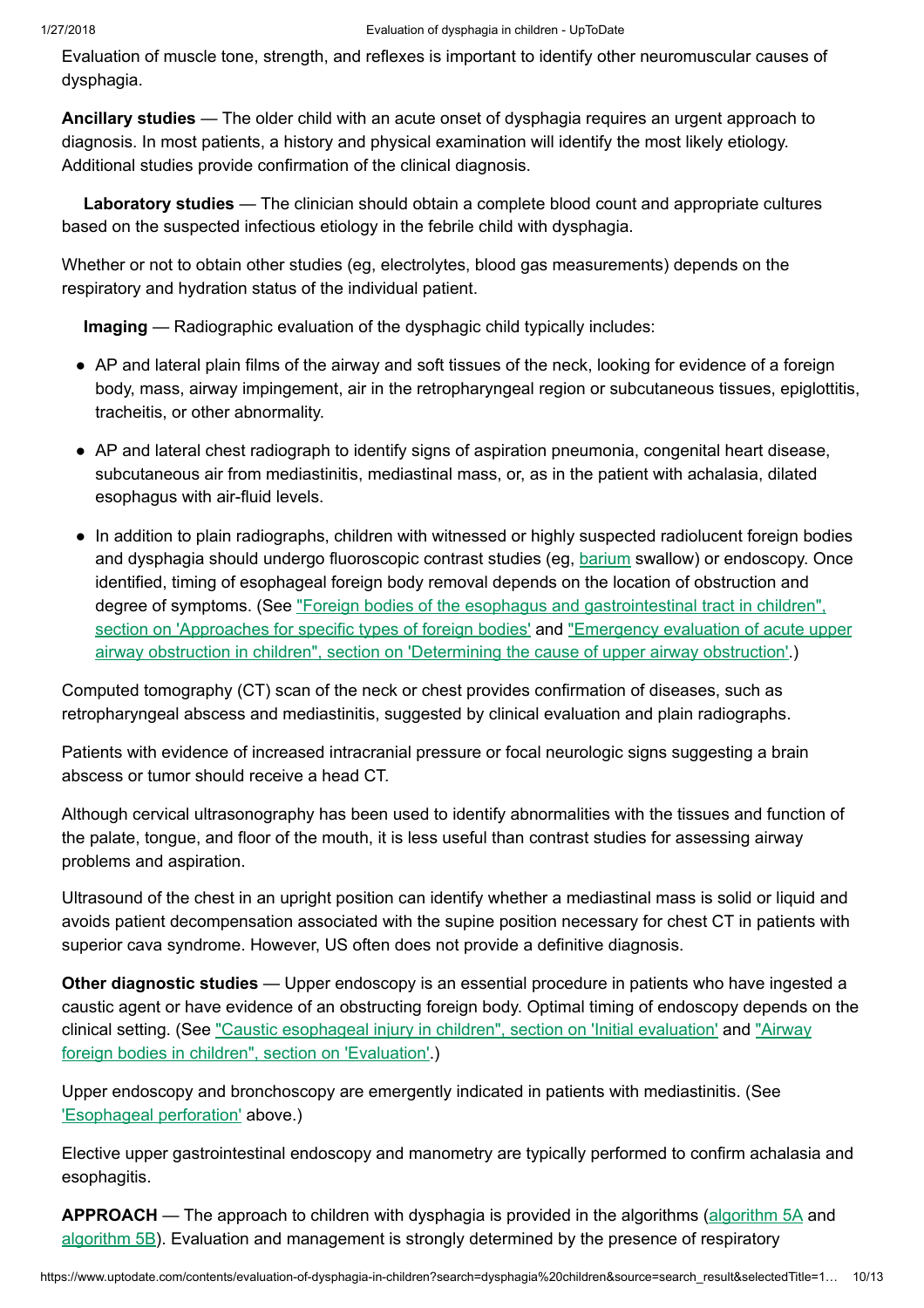Evaluation of muscle tone, strength, and reflexes is important to identify other neuromuscular causes of dysphagia.

**Ancillary studies** — The older child with an acute onset of dysphagia requires an urgent approach to diagnosis. In most patients, a history and physical examination will identify the most likely etiology. Additional studies provide confirmation of the clinical diagnosis.

**Laboratory studies** — The clinician should obtain a complete blood count and appropriate cultures based on the suspected infectious etiology in the febrile child with dysphagia.

Whether or not to obtain other studies (eg, electrolytes, blood gas measurements) depends on the respiratory and hydration status of the individual patient.

**Imaging** — Radiographic evaluation of the dysphagic child typically includes:

- AP and lateral plain films of the airway and soft tissues of the neck, looking for evidence of a foreign body, mass, airway impingement, air in the retropharyngeal region or subcutaneous tissues, epiglottitis, tracheitis, or other abnormality.
- AP and lateral chest radiograph to identify signs of aspiration pneumonia, congenital heart disease, subcutaneous air from mediastinitis, mediastinal mass, or, as in the patient with achalasia, dilated esophagus with air-fluid levels.
- In addition to plain radiographs, children with witnessed or highly suspected radiolucent foreign bodies and dysphagia should undergo fluoroscopic contrast studies (eg, barium swallow) or endoscopy. Once identified, timing of esophageal foreign body removal depends on the location of obstruction and degree of symptoms. (See "Foreign bodies of the esophagus and gastrointestinal tract in children", section on 'Approaches for specific types of foreign bodies' and "Emergency evaluation of acute upper airway obstruction in children", section on 'Determining the cause of upper airway obstruction'.)

Computed tomography (CT) scan of the neck or chest provides confirmation of diseases, such as retropharyngeal abscess and mediastinitis, suggested by clinical evaluation and plain radiographs.

Patients with evidence of increased intracranial pressure or focal neurologic signs suggesting a brain abscess or tumor should receive a head CT.

Although cervical ultrasonography has been used to identify abnormalities with the tissues and function of the palate, tongue, and floor of the mouth, it is less useful than contrast studies for assessing airway problems and aspiration.

Ultrasound of the chest in an upright position can identify whether a mediastinal mass is solid or liquid and avoids patient decompensation associated with the supine position necessary for chest CT in patients with superior cava syndrome. However, US often does not provide a definitive diagnosis.

**Other diagnostic studies** — Upper endoscopy is an essential procedure in patients who have ingested a caustic agent or have evidence of an obstructing foreign body. Optimal timing of endoscopy depends on the clinical setting. (See "Caustic esophageal injury in children", section on 'Initial evaluation' and "Airway foreign bodies in children", section on 'Evaluation'.)

Upper endoscopy and bronchoscopy are emergently indicated in patients with mediastinitis. (See 'Esophageal perforation' above.)

Elective upper gastrointestinal endoscopy and manometry are typically performed to confirm achalasia and esophagitis.

**APPROACH** — The approach to children with dysphagia is provided in the algorithms (algorithm 5A and algorithm 5B). Evaluation and management is strongly determined by the presence of respiratory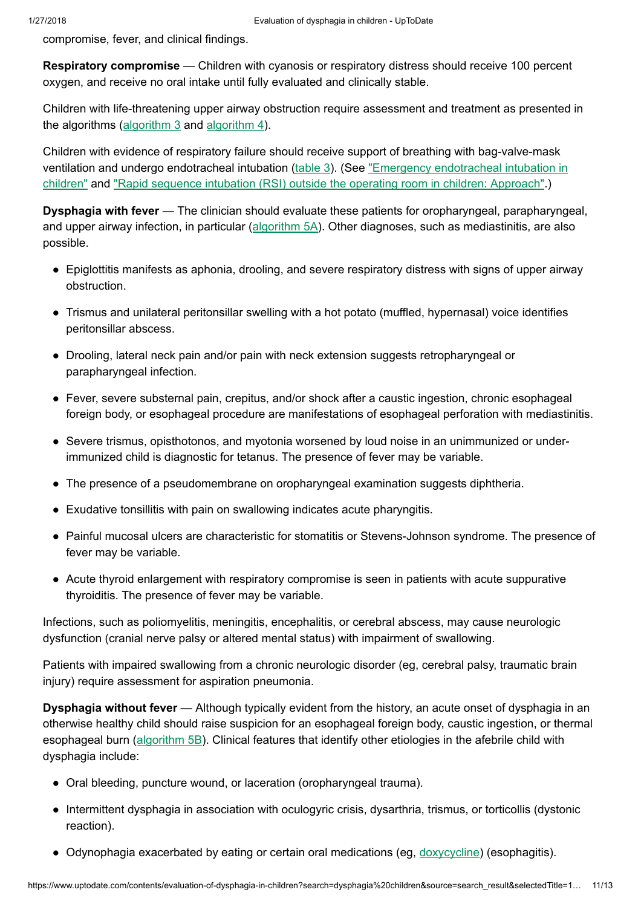compromise, fever, and clinical findings.

**Respiratory compromise** — Children with cyanosis or respiratory distress should receive 100 percent oxygen, and receive no oral intake until fully evaluated and clinically stable.

Children with life-threatening upper airway obstruction require assessment and treatment as presented in the algorithms (algorithm 3 and algorithm 4).

Children with evidence of respiratory failure should receive support of breathing with bag-valve-mask ventilation and undergo endotracheal intubation (table 3). (See "Emergency endotracheal intubation in children" and "Rapid sequence intubation (RSI) outside the operating room in children: Approach".)

**Dysphagia with fever** — The clinician should evaluate these patients for oropharyngeal, parapharyngeal, and upper airway infection, in particular (algorithm 5A). Other diagnoses, such as mediastinitis, are also possible.

- Epiglottitis manifests as aphonia, drooling, and severe respiratory distress with signs of upper airway obstruction.
- Trismus and unilateral peritonsillar swelling with a hot potato (muffled, hypernasal) voice identifies peritonsillar abscess.
- Drooling, lateral neck pain and/or pain with neck extension suggests retropharyngeal or parapharyngeal infection.
- Fever, severe substernal pain, crepitus, and/or shock after a caustic ingestion, chronic esophageal foreign body, or esophageal procedure are manifestations of esophageal perforation with mediastinitis.
- Severe trismus, opisthotonos, and myotonia worsened by loud noise in an unimmunized or under-immunized child is diagnostic for tetanus. The presence of fever may be variable.
- The presence of a pseudomembrane on oropharyngeal examination suggests diphtheria.
- Exudative tonsillitis with pain on swallowing indicates acute pharyngitis.
- Painful mucosal ulcers are characteristic for stomatitis or Stevens-Johnson syndrome. The presence of fever may be variable.
- Acute thyroid enlargement with respiratory compromise is seen in patients with acute suppurative thyroiditis. The presence of fever may be variable.

Infections, such as poliomyelitis, meningitis, encephalitis, or cerebral abscess, may cause neurologic dysfunction (cranial nerve palsy or altered mental status) with impairment of swallowing.

Patients with impaired swallowing from a chronic neurologic disorder (eg, cerebral palsy, traumatic brain injury) require assessment for aspiration pneumonia.

**Dysphagia without fever** — Although typically evident from the history, an acute onset of dysphagia in an otherwise healthy child should raise suspicion for an esophageal foreign body, caustic ingestion, or thermal esophageal burn (algorithm 5B). Clinical features that identify other etiologies in the afebrile child with dysphagia include:

- Oral bleeding, puncture wound, or laceration (oropharyngeal trauma).
- Intermittent dysphagia in association with oculogyric crisis, dysarthria, trismus, or torticollis (dystonic reaction).
- Odynophagia exacerbated by eating or certain oral medications (eg, doxycycline) (esophagitis).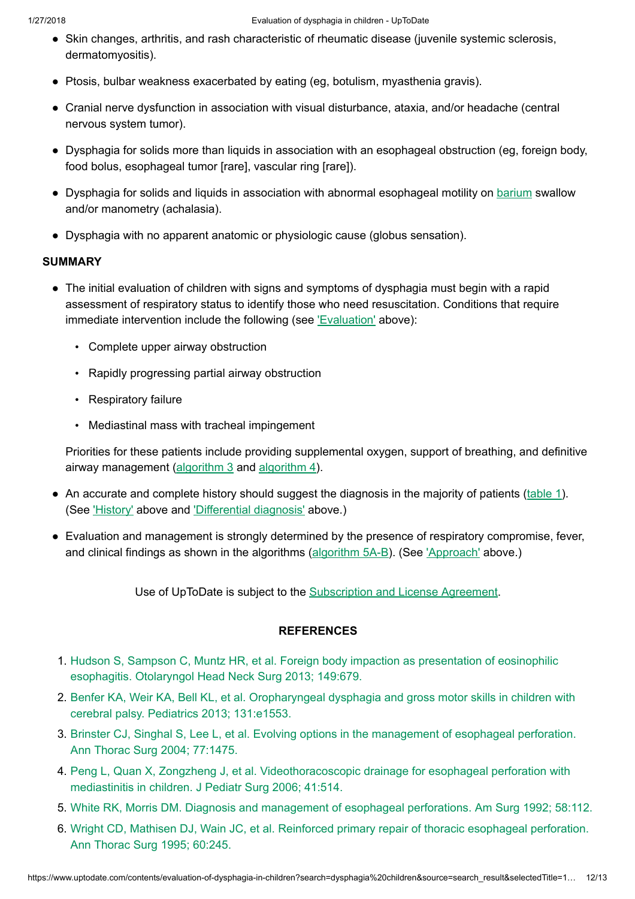- Skin changes, arthritis, and rash characteristic of rheumatic disease (juvenile systemic sclerosis, dermatomyositis).
- Ptosis, bulbar weakness exacerbated by eating (eg, botulism, myasthenia gravis).
- Cranial nerve dysfunction in association with visual disturbance, ataxia, and/or headache (central nervous system tumor).
- Dysphagia for solids more than liquids in association with an esophageal obstruction (eg, foreign body, food bolus, esophageal tumor [rare], vascular ring [rare]).
- Dysphagia for solids and liquids in association with abnormal esophageal motility on barium swallow and/or manometry (achalasia).
- Dysphagia with no apparent anatomic or physiologic cause (globus sensation).

## SUMMARY

- The initial evaluation of children with signs and symptoms of dysphagia must begin with a rapid assessment of respiratory status to identify those who need resuscitation. Conditions that require immediate intervention include the following (see 'Evaluation' above):
  - Complete upper airway obstruction
  - Rapidly progressing partial airway obstruction
  - Respiratory failure
  - Mediastinal mass with tracheal impingement

  Priorities for these patients include providing supplemental oxygen, support of breathing, and definitive airway management (algorithm 3 and algorithm 4).

- An accurate and complete history should suggest the diagnosis in the majority of patients (table 1). (See 'History' above and 'Differential diagnosis' above.)
- Evaluation and management is strongly determined by the presence of respiratory compromise, fever, and clinical findings as shown in the algorithms (algorithm 5A-B). (See 'Approach' above.)

Use of UpToDate is subject to the Subscription and License Agreement.

## REFERENCES

1. Hudson S, Sampson C, Muntz HR, et al. Foreign body impaction as presentation of eosinophilic esophagitis. Otolaryngol Head Neck Surg 2013; 149:679.
2. Benfer KA, Weir KA, Bell KL, et al. Oropharyngeal dysphagia and gross motor skills in children with cerebral palsy. Pediatrics 2013; 131:e1553.
3. Brinster CJ, Singhal S, Lee L, et al. Evolving options in the management of esophageal perforation. Ann Thorac Surg 2004; 77:1475.
4. Peng L, Quan X, Zongzheng J, et al. Videothoracoscopic drainage for esophageal perforation with mediastinitis in children. J Pediatr Surg 2006; 41:514.
5. White RK, Morris DM. Diagnosis and management of esophageal perforations. Am Surg 1992; 58:112.
6. Wright CD, Mathisen DJ, Wain JC, et al. Reinforced primary repair of thoracic esophageal perforation. Ann Thorac Surg 1995; 60:245.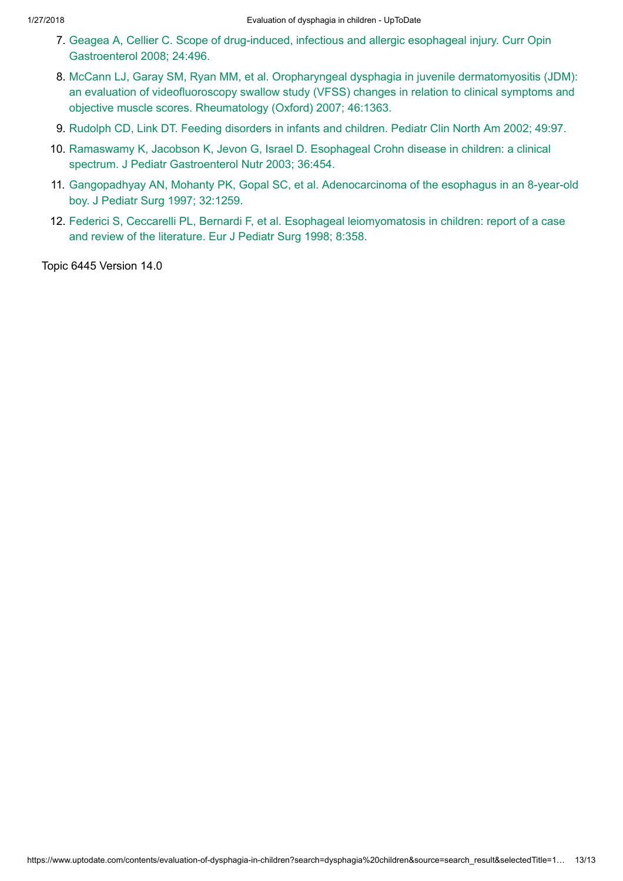7. Geagea A, Cellier C. Scope of drug-induced, infectious and allergic esophageal injury. Curr Opin Gastroenterol 2008; 24:496.
8. McCann LJ, Garay SM, Ryan MM, et al. Oropharyngeal dysphagia in juvenile dermatomyositis (JDM): an evaluation of videofluoroscopy swallow study (VFSS) changes in relation to clinical symptoms and objective muscle scores. Rheumatology (Oxford) 2007; 46:1363.
9. Rudolph CD, Link DT. Feeding disorders in infants and children. Pediatr Clin North Am 2002; 49:97.
10. Ramaswamy K, Jacobson K, Jevon G, Israel D. Esophageal Crohn disease in children: a clinical spectrum. J Pediatr Gastroenterol Nutr 2003; 36:454.
11. Gangopadhyay AN, Mohanty PK, Gopal SC, et al. Adenocarcinoma of the esophagus in an 8-year-old boy. J Pediatr Surg 1997; 32:1259.
12. Federici S, Ceccarelli PL, Bernardi F, et al. Esophageal leiomyomatosis in children: report of a case and review of the literature. Eur J Pediatr Surg 1998; 8:358.

Topic 6445 Version 14.0